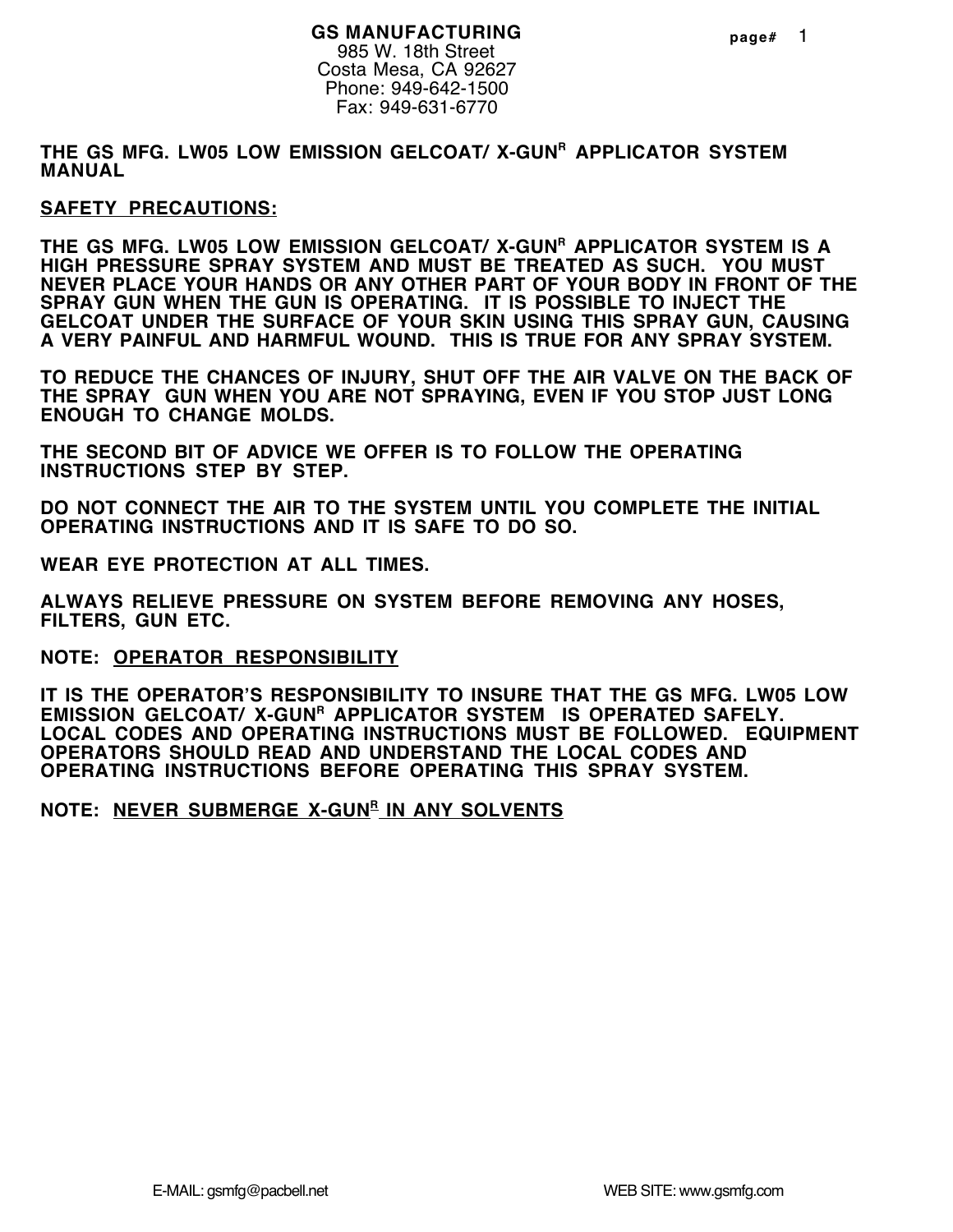**GS MANUFACTURING**
985 W. 18th Street
Costa Mesa, CA 92627
Phone: 949-642-1500
Fax: 949-631-6770

# THE GS MFG. LW05 LOW EMISSION GELCOAT/ X-GUN[R] APPLICATOR SYSTEM MANUAL

## SAFETY PRECAUTIONS:

**THE GS MFG. LW05 LOW EMISSION GELCOAT/ X-GUN[R] APPLICATOR SYSTEM IS A HIGH PRESSURE SPRAY SYSTEM AND MUST BE TREATED AS SUCH. YOU MUST NEVER PLACE YOUR HANDS OR ANY OTHER PART OF YOUR BODY IN FRONT OF THE SPRAY GUN WHEN THE GUN IS OPERATING. IT IS POSSIBLE TO INJECT THE GELCOAT UNDER THE SURFACE OF YOUR SKIN USING THIS SPRAY GUN, CAUSING A VERY PAINFUL AND HARMFUL WOUND. THIS IS TRUE FOR ANY SPRAY SYSTEM.**

**TO REDUCE THE CHANCES OF INJURY, SHUT OFF THE AIR VALVE ON THE BACK OF THE SPRAY GUN WHEN YOU ARE NOT SPRAYING, EVEN IF YOU STOP JUST LONG ENOUGH TO CHANGE MOLDS.**

**THE SECOND BIT OF ADVICE WE OFFER IS TO FOLLOW THE OPERATING INSTRUCTIONS STEP BY STEP.**

**DO NOT CONNECT THE AIR TO THE SYSTEM UNTIL YOU COMPLETE THE INITIAL OPERATING INSTRUCTIONS AND IT IS SAFE TO DO SO.**

**WEAR EYE PROTECTION AT ALL TIMES.**

**ALWAYS RELIEVE PRESSURE ON SYSTEM BEFORE REMOVING ANY HOSES, FILTERS, GUN ETC.**

**NOTE: OPERATOR RESPONSIBILITY**

**IT IS THE OPERATOR'S RESPONSIBILITY TO INSURE THAT THE GS MFG. LW05 LOW EMISSION GELCOAT/ X-GUN[R] APPLICATOR SYSTEM IS OPERATED SAFELY. LOCAL CODES AND OPERATING INSTRUCTIONS MUST BE FOLLOWED. EQUIPMENT OPERATORS SHOULD READ AND UNDERSTAND THE LOCAL CODES AND OPERATING INSTRUCTIONS BEFORE OPERATING THIS SPRAY SYSTEM.**

**NOTE: NEVER SUBMERGE X-GUN[R] IN ANY SOLVENTS**

E-MAIL: gsmfg@pacbell.net WEB SITE: www.gsmfg.com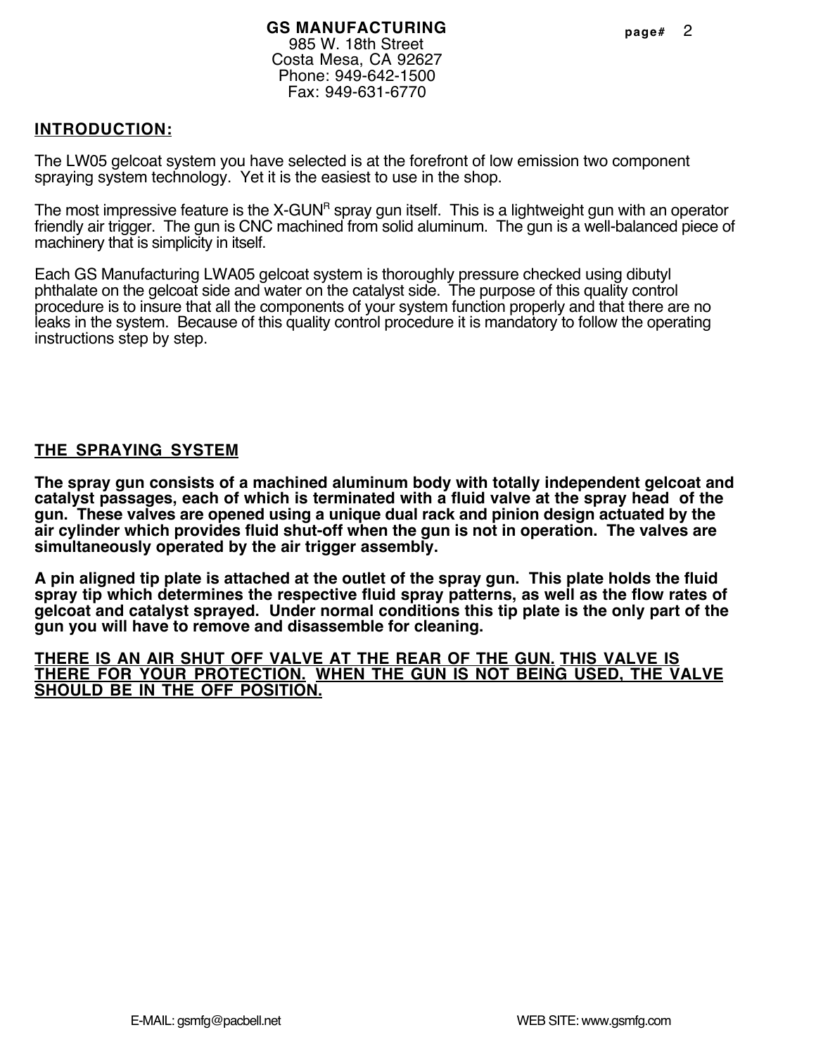**GS MANUFACTURING**
985 W. 18th Street
Costa Mesa, CA 92627
Phone: 949-642-1500
Fax: 949-631-6770

## INTRODUCTION:

The LW05 gelcoat system you have selected is at the forefront of low emission two component spraying system technology. Yet it is the easiest to use in the shop.

The most impressive feature is the X-GUN[R] spray gun itself. This is a lightweight gun with an operator friendly air trigger. The gun is CNC machined from solid aluminum. The gun is a well-balanced piece of machinery that is simplicity in itself.

Each GS Manufacturing LWA05 gelcoat system is thoroughly pressure checked using dibutyl phthalate on the gelcoat side and water on the catalyst side. The purpose of this quality control procedure is to insure that all the components of your system function properly and that there are no leaks in the system. Because of this quality control procedure it is mandatory to follow the operating instructions step by step.

## THE SPRAYING SYSTEM

**The spray gun consists of a machined aluminum body with totally independent gelcoat and catalyst passages, each of which is terminated with a fluid valve at the spray head of the gun. These valves are opened using a unique dual rack and pinion design actuated by the air cylinder which provides fluid shut-off when the gun is not in operation. The valves are simultaneously operated by the air trigger assembly.**

**A pin aligned tip plate is attached at the outlet of the spray gun. This plate holds the fluid spray tip which determines the respective fluid spray patterns, as well as the flow rates of gelcoat and catalyst sprayed. Under normal conditions this tip plate is the only part of the gun you will have to remove and disassemble for cleaning.**

**THERE IS AN AIR SHUT OFF VALVE AT THE REAR OF THE GUN. THIS VALVE IS THERE FOR YOUR PROTECTION. WHEN THE GUN IS NOT BEING USED, THE VALVE SHOULD BE IN THE OFF POSITION.**

E-MAIL: gsmfg@pacbell.net WEB SITE: www.gsmfg.com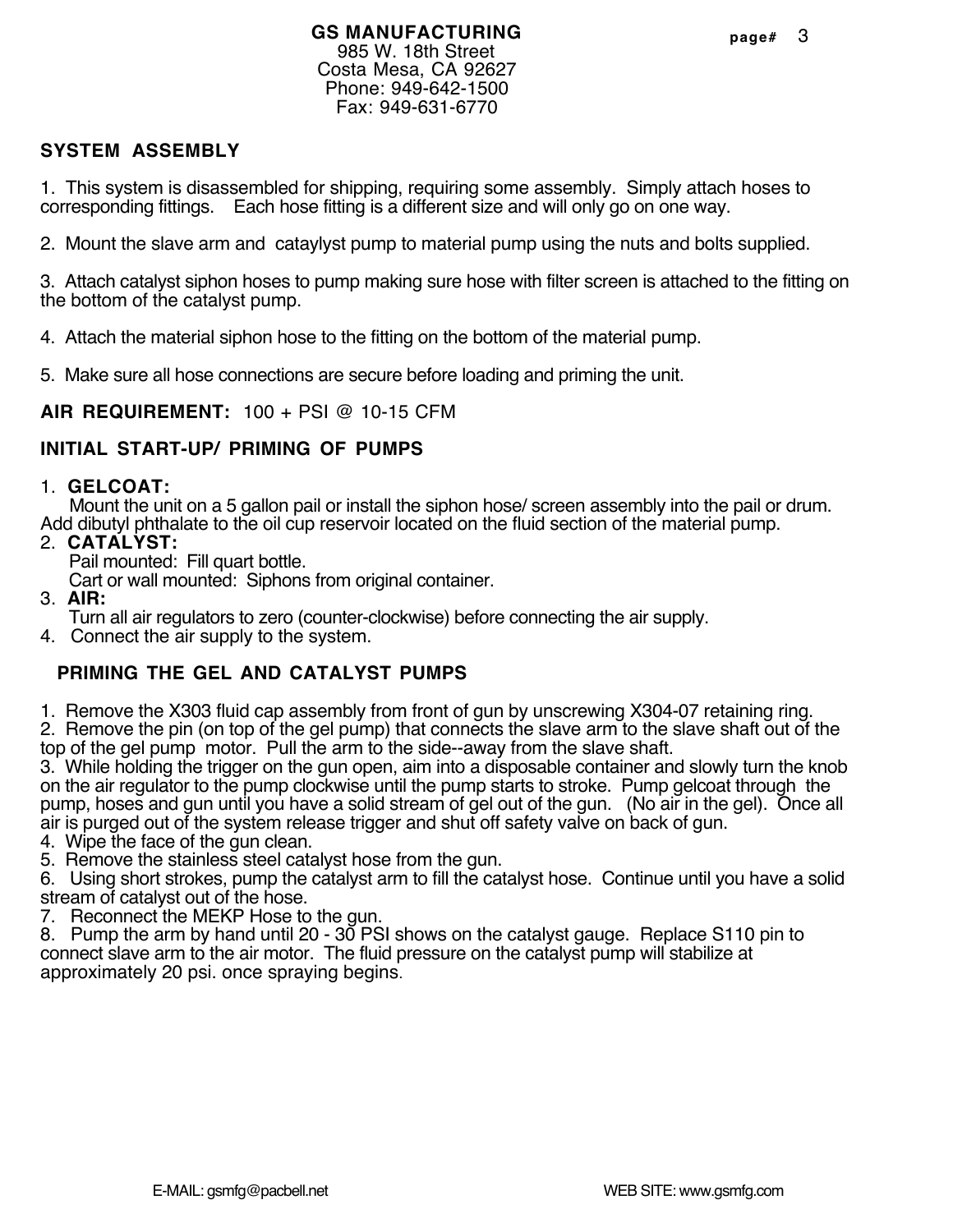GS MANUFACTURING
985 W. 18th Street
Costa Mesa, CA 92627
Phone: 949-642-1500
Fax: 949-631-6770

## SYSTEM ASSEMBLY

1. This system is disassembled for shipping, requiring some assembly. Simply attach hoses to corresponding fittings. Each hose fitting is a different size and will only go on one way.

2. Mount the slave arm and cataylyst pump to material pump using the nuts and bolts supplied.

3. Attach catalyst siphon hoses to pump making sure hose with filter screen is attached to the fitting on the bottom of the catalyst pump.

4. Attach the material siphon hose to the fitting on the bottom of the material pump.

5. Make sure all hose connections are secure before loading and priming the unit.

**AIR REQUIREMENT:** 100 + PSI @ 10-15 CFM

## INITIAL START-UP/ PRIMING OF PUMPS

1. **GELCOAT:**
   Mount the unit on a 5 gallon pail or install the siphon hose/ screen assembly into the pail or drum. Add dibutyl phthalate to the oil cup reservoir located on the fluid section of the material pump.
2. **CATALYST:**
   Pail mounted: Fill quart bottle.
   Cart or wall mounted: Siphons from original container.
3. **AIR:**
   Turn all air regulators to zero (counter-clockwise) before connecting the air supply.
4. Connect the air supply to the system.

## PRIMING THE GEL AND CATALYST PUMPS

1. Remove the X303 fluid cap assembly from front of gun by unscrewing X304-07 retaining ring.
2. Remove the pin (on top of the gel pump) that connects the slave arm to the slave shaft out of the top of the gel pump motor. Pull the arm to the side--away from the slave shaft.
3. While holding the trigger on the gun open, aim into a disposable container and slowly turn the knob on the air regulator to the pump clockwise until the pump starts to stroke. Pump gelcoat through the pump, hoses and gun until you have a solid stream of gel out of the gun. (No air in the gel). Once all air is purged out of the system release trigger and shut off safety valve on back of gun.
4. Wipe the face of the gun clean.
5. Remove the stainless steel catalyst hose from the gun.
6. Using short strokes, pump the catalyst arm to fill the catalyst hose. Continue until you have a solid stream of catalyst out of the hose.
7. Reconnect the MEKP Hose to the gun.
8. Pump the arm by hand until 20 - 30 PSI shows on the catalyst gauge. Replace S110 pin to connect slave arm to the air motor. The fluid pressure on the catalyst pump will stabilize at approximately 20 psi. once spraying begins.

E-MAIL: gsmfg@pacbell.net WEB SITE: www.gsmfg.com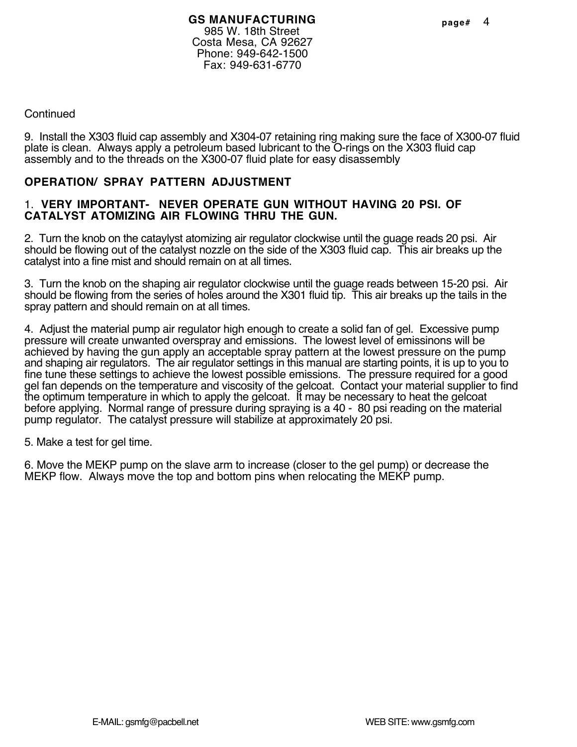Continued

9. Install the X303 fluid cap assembly and X304-07 retaining ring making sure the face of X300-07 fluid plate is clean. Always apply a petroleum based lubricant to the O-rings on the X303 fluid cap assembly and to the threads on the X300-07 fluid plate for easy disassembly

## OPERATION/ SPRAY PATTERN ADJUSTMENT

1. **VERY IMPORTANT- NEVER OPERATE GUN WITHOUT HAVING 20 PSI. OF CATALYST ATOMIZING AIR FLOWING THRU THE GUN.**

2. Turn the knob on the cataylyst atomizing air regulator clockwise until the guage reads 20 psi. Air should be flowing out of the catalyst nozzle on the side of the X303 fluid cap. This air breaks up the catalyst into a fine mist and should remain on at all times.

3. Turn the knob on the shaping air regulator clockwise until the guage reads between 15-20 psi. Air should be flowing from the series of holes around the X301 fluid tip. This air breaks up the tails in the spray pattern and should remain on at all times.

4. Adjust the material pump air regulator high enough to create a solid fan of gel. Excessive pump pressure will create unwanted overspray and emissions. The lowest level of emissinons will be achieved by having the gun apply an acceptable spray pattern at the lowest pressure on the pump and shaping air regulators. The air regulator settings in this manual are starting points, it is up to you to fine tune these settings to achieve the lowest possible emissions. The pressure required for a good gel fan depends on the temperature and viscosity of the gelcoat. Contact your material supplier to find the optimum temperature in which to apply the gelcoat. It may be necessary to heat the gelcoat before applying. Normal range of pressure during spraying is a 40 - 80 psi reading on the material pump regulator. The catalyst pressure will stabilize at approximately 20 psi.

5. Make a test for gel time.

6. Move the MEKP pump on the slave arm to increase (closer to the gel pump) or decrease the MEKP flow. Always move the top and bottom pins when relocating the MEKP pump.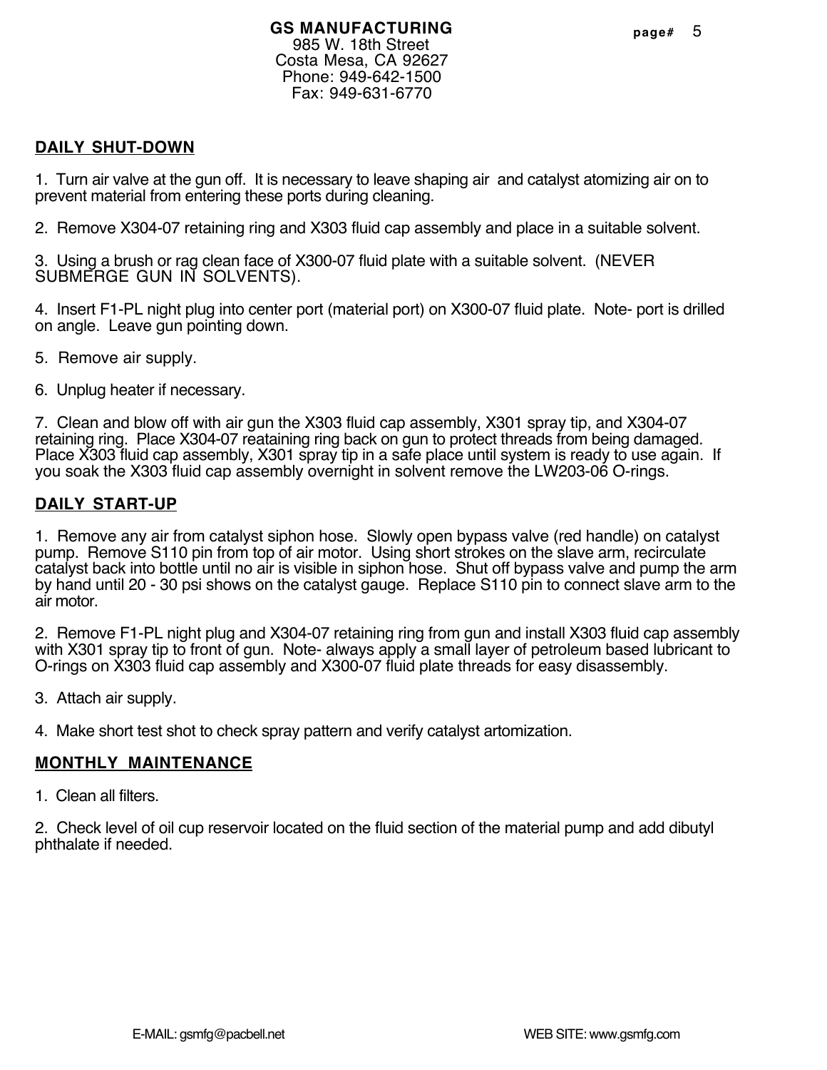## DAILY SHUT-DOWN

1. Turn air valve at the gun off. It is necessary to leave shaping air and catalyst atomizing air on to prevent material from entering these ports during cleaning.

2. Remove X304-07 retaining ring and X303 fluid cap assembly and place in a suitable solvent.

3. Using a brush or rag clean face of X300-07 fluid plate with a suitable solvent. (NEVER SUBMERGE GUN IN SOLVENTS).

4. Insert F1-PL night plug into center port (material port) on X300-07 fluid plate. Note- port is drilled on angle. Leave gun pointing down.

5. Remove air supply.

6. Unplug heater if necessary.

7. Clean and blow off with air gun the X303 fluid cap assembly, X301 spray tip, and X304-07 retaining ring. Place X304-07 reataining ring back on gun to protect threads from being damaged. Place X303 fluid cap assembly, X301 spray tip in a safe place until system is ready to use again. If you soak the X303 fluid cap assembly overnight in solvent remove the LW203-06 O-rings.

## DAILY START-UP

1. Remove any air from catalyst siphon hose. Slowly open bypass valve (red handle) on catalyst pump. Remove S110 pin from top of air motor. Using short strokes on the slave arm, recirculate catalyst back into bottle until no air is visible in siphon hose. Shut off bypass valve and pump the arm by hand until 20 - 30 psi shows on the catalyst gauge. Replace S110 pin to connect slave arm to the air motor.

2. Remove F1-PL night plug and X304-07 retaining ring from gun and install X303 fluid cap assembly with X301 spray tip to front of gun. Note- always apply a small layer of petroleum based lubricant to O-rings on X303 fluid cap assembly and X300-07 fluid plate threads for easy disassembly.

3. Attach air supply.

4. Make short test shot to check spray pattern and verify catalyst artomization.

## MONTHLY MAINTENANCE

1. Clean all filters.

2. Check level of oil cup reservoir located on the fluid section of the material pump and add dibutyl phthalate if needed.